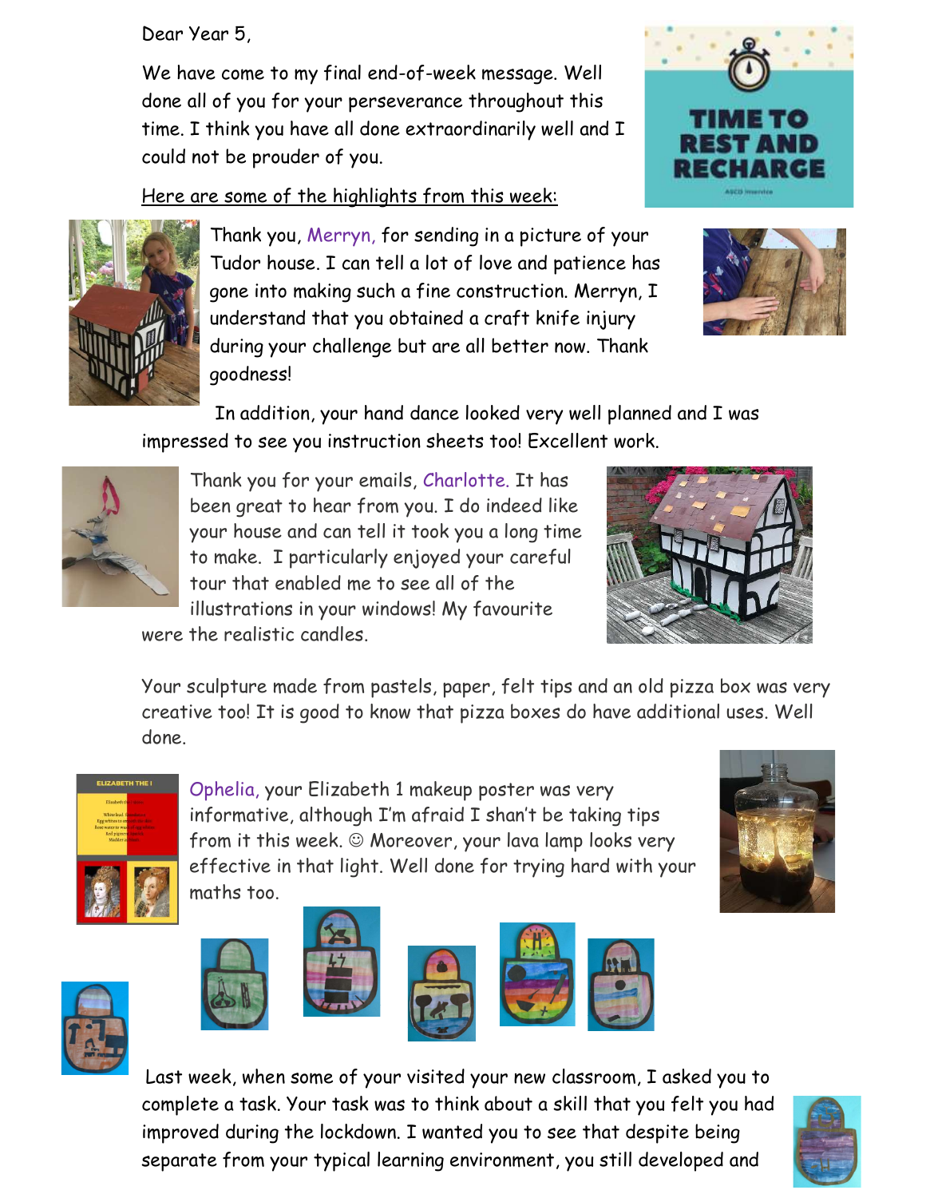Dear Year 5,

We have come to my final end-of-week message. Well done all of you for your perseverance throughout this time. I think you have all done extraordinarily well and I could not be prouder of you.

Here are some of the highlights from this week:

Thank you, Merryn, for sending in a picture of your Tudor house. I can tell a lot of love and patience has gone into making such a fine construction. Merryn, I understand that you obtained a craft knife injury during your challenge but are all better now. Thank goodness!

In addition, your hand dance looked very well planned and I was impressed to see you instruction sheets too! Excellent work.

Thank you for your emails, Charlotte. It has been great to hear from you. I do indeed like your house and can tell it took you a long time to make. I particularly enjoyed your careful tour that enabled me to see all of the illustrations in your windows! My favourite were the realistic candles.

Your sculpture made from pastels, paper, felt tips and an old pizza box was very creative too! It is good to know that pizza boxes do have additional uses. Well done.

Ophelia, your Elizabeth 1 makeup poster was very informative, although I'm afraid I shan't be taking tips from it this week. ☺ Moreover, your lava lamp looks very effective in that light. Well done for trying hard with your maths too.

Last week, when some of your visited your new classroom, I asked you to complete a task. Your task was to think about a skill that you felt you had improved during the lockdown. I wanted you to see that despite being separate from your typical learning environment, you still developed and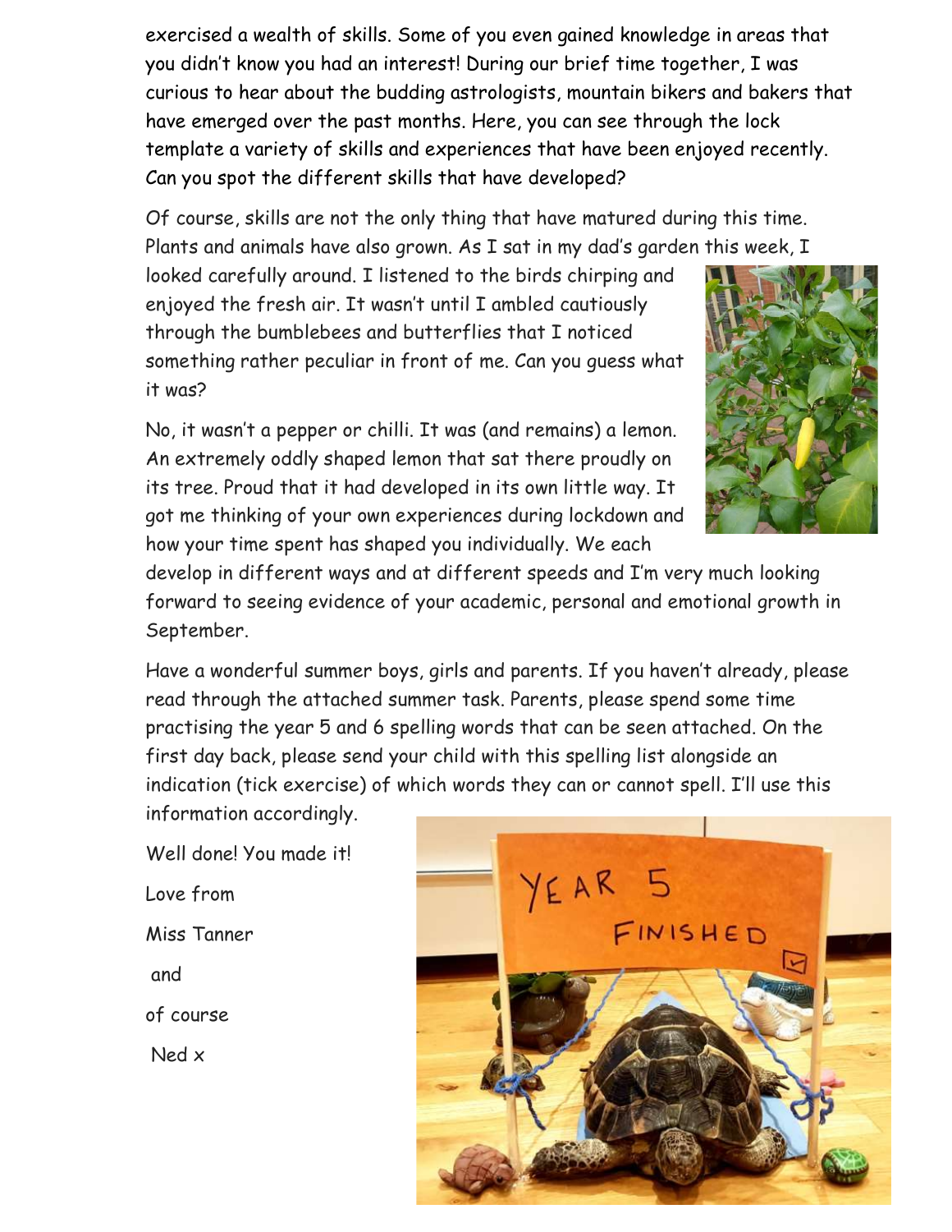exercised a wealth of skills. Some of you even gained knowledge in areas that you didn't know you had an interest! During our brief time together, I was curious to hear about the budding astrologists, mountain bikers and bakers that have emerged over the past months. Here, you can see through the lock template a variety of skills and experiences that have been enjoyed recently. Can you spot the different skills that have developed?

Of course, skills are not the only thing that have matured during this time. Plants and animals have also grown. As I sat in my dad's garden this week, I looked carefully around. I listened to the birds chirping and enjoyed the fresh air. It wasn't until I ambled cautiously through the bumblebees and butterflies that I noticed something rather peculiar in front of me. Can you guess what it was?

No, it wasn't a pepper or chilli. It was (and remains) a lemon. An extremely oddly shaped lemon that sat there proudly on its tree. Proud that it had developed in its own little way. It got me thinking of your own experiences during lockdown and how your time spent has shaped you individually. We each develop in different ways and at different speeds and I'm very much looking forward to seeing evidence of your academic, personal and emotional growth in September.

Have a wonderful summer boys, girls and parents. If you haven't already, please read through the attached summer task. Parents, please spend some time practising the year 5 and 6 spelling words that can be seen attached. On the first day back, please send your child with this spelling list alongside an indication (tick exercise) of which words they can or cannot spell. I'll use this information accordingly.

Well done! You made it!

Love from

Miss Tanner

and

of course

Ned x